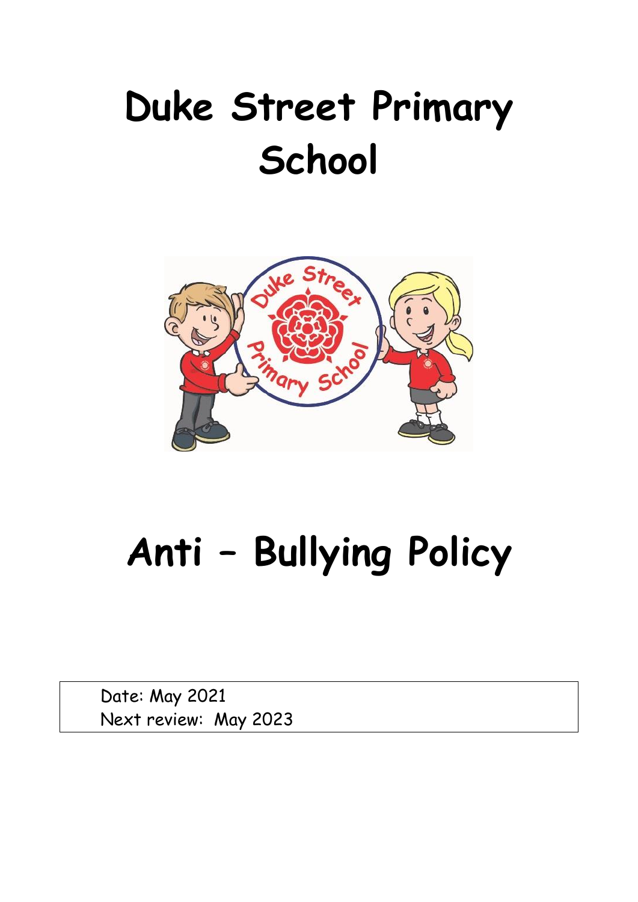# Duke Street Primary School

# Anti – Bullying Policy

| Date: May 2021<br>Next review: May 2023 |
|---|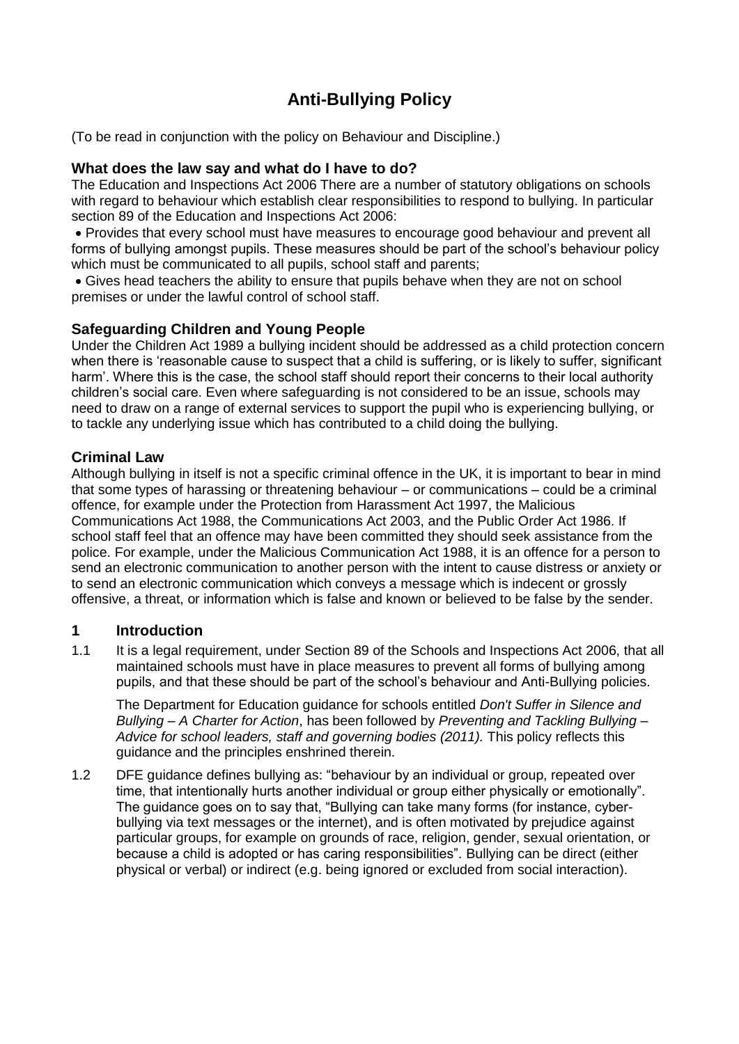# Anti-Bullying Policy

(To be read in conjunction with the policy on Behaviour and Discipline.)

## What does the law say and what do I have to do?

The Education and Inspections Act 2006 There are a number of statutory obligations on schools with regard to behaviour which establish clear responsibilities to respond to bullying. In particular section 89 of the Education and Inspections Act 2006:

- Provides that every school must have measures to encourage good behaviour and prevent all forms of bullying amongst pupils. These measures should be part of the school's behaviour policy which must be communicated to all pupils, school staff and parents;
- Gives head teachers the ability to ensure that pupils behave when they are not on school premises or under the lawful control of school staff.

## Safeguarding Children and Young People

Under the Children Act 1989 a bullying incident should be addressed as a child protection concern when there is 'reasonable cause to suspect that a child is suffering, or is likely to suffer, significant harm'. Where this is the case, the school staff should report their concerns to their local authority children's social care. Even where safeguarding is not considered to be an issue, schools may need to draw on a range of external services to support the pupil who is experiencing bullying, or to tackle any underlying issue which has contributed to a child doing the bullying.

## Criminal Law

Although bullying in itself is not a specific criminal offence in the UK, it is important to bear in mind that some types of harassing or threatening behaviour – or communications – could be a criminal offence, for example under the Protection from Harassment Act 1997, the Malicious Communications Act 1988, the Communications Act 2003, and the Public Order Act 1986. If school staff feel that an offence may have been committed they should seek assistance from the police. For example, under the Malicious Communication Act 1988, it is an offence for a person to send an electronic communication to another person with the intent to cause distress or anxiety or to send an electronic communication which conveys a message which is indecent or grossly offensive, a threat, or information which is false and known or believed to be false by the sender.

## 1 Introduction

1.1 It is a legal requirement, under Section 89 of the Schools and Inspections Act 2006, that all maintained schools must have in place measures to prevent all forms of bullying among pupils, and that these should be part of the school's behaviour and Anti-Bullying policies.

The Department for Education guidance for schools entitled *Don't Suffer in Silence and Bullying – A Charter for Action*, has been followed by *Preventing and Tackling Bullying – Advice for school leaders, staff and governing bodies (2011).* This policy reflects this guidance and the principles enshrined therein.

1.2 DFE guidance defines bullying as: "behaviour by an individual or group, repeated over time, that intentionally hurts another individual or group either physically or emotionally". The guidance goes on to say that, "Bullying can take many forms (for instance, cyber-bullying via text messages or the internet), and is often motivated by prejudice against particular groups, for example on grounds of race, religion, gender, sexual orientation, or because a child is adopted or has caring responsibilities". Bullying can be direct (either physical or verbal) or indirect (e.g. being ignored or excluded from social interaction).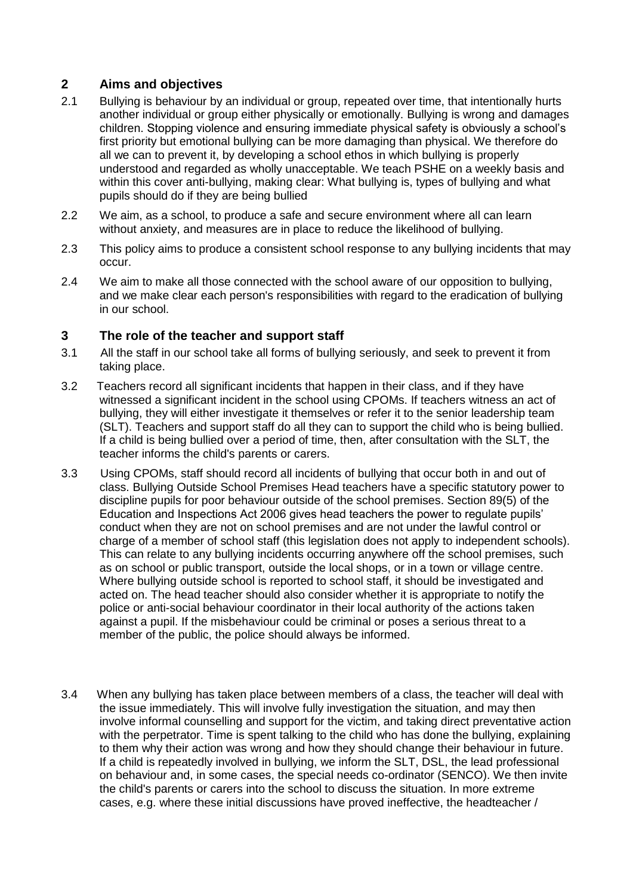## 2 Aims and objectives

2.1 Bullying is behaviour by an individual or group, repeated over time, that intentionally hurts another individual or group either physically or emotionally. Bullying is wrong and damages children. Stopping violence and ensuring immediate physical safety is obviously a school's first priority but emotional bullying can be more damaging than physical. We therefore do all we can to prevent it, by developing a school ethos in which bullying is properly understood and regarded as wholly unacceptable. We teach PSHE on a weekly basis and within this cover anti-bullying, making clear: What bullying is, types of bullying and what pupils should do if they are being bullied

2.2 We aim, as a school, to produce a safe and secure environment where all can learn without anxiety, and measures are in place to reduce the likelihood of bullying.

2.3 This policy aims to produce a consistent school response to any bullying incidents that may occur.

2.4 We aim to make all those connected with the school aware of our opposition to bullying, and we make clear each person's responsibilities with regard to the eradication of bullying in our school.

## 3 The role of the teacher and support staff

3.1 All the staff in our school take all forms of bullying seriously, and seek to prevent it from taking place.

3.2 Teachers record all significant incidents that happen in their class, and if they have witnessed a significant incident in the school using CPOMs. If teachers witness an act of bullying, they will either investigate it themselves or refer it to the senior leadership team (SLT). Teachers and support staff do all they can to support the child who is being bullied. If a child is being bullied over a period of time, then, after consultation with the SLT, the teacher informs the child's parents or carers.

3.3 Using CPOMs, staff should record all incidents of bullying that occur both in and out of class. Bullying Outside School Premises Head teachers have a specific statutory power to discipline pupils for poor behaviour outside of the school premises. Section 89(5) of the Education and Inspections Act 2006 gives head teachers the power to regulate pupils' conduct when they are not on school premises and are not under the lawful control or charge of a member of school staff (this legislation does not apply to independent schools). This can relate to any bullying incidents occurring anywhere off the school premises, such as on school or public transport, outside the local shops, or in a town or village centre. Where bullying outside school is reported to school staff, it should be investigated and acted on. The head teacher should also consider whether it is appropriate to notify the police or anti-social behaviour coordinator in their local authority of the actions taken against a pupil. If the misbehaviour could be criminal or poses a serious threat to a member of the public, the police should always be informed.

3.4 When any bullying has taken place between members of a class, the teacher will deal with the issue immediately. This will involve fully investigation the situation, and may then involve informal counselling and support for the victim, and taking direct preventative action with the perpetrator. Time is spent talking to the child who has done the bullying, explaining to them why their action was wrong and how they should change their behaviour in future. If a child is repeatedly involved in bullying, we inform the SLT, DSL, the lead professional on behaviour and, in some cases, the special needs co-ordinator (SENCO). We then invite the child's parents or carers into the school to discuss the situation. In more extreme cases, e.g. where these initial discussions have proved ineffective, the headteacher /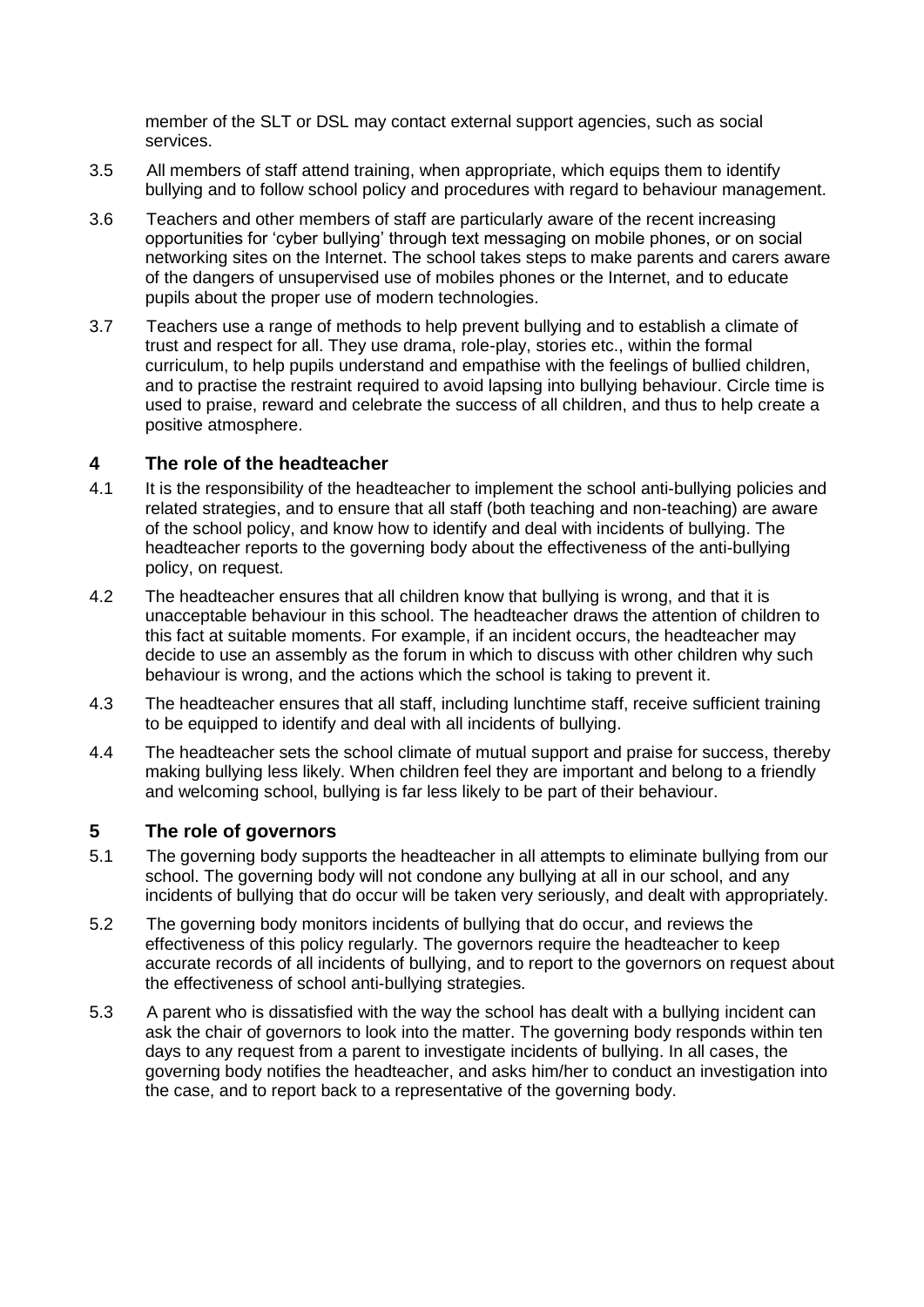member of the SLT or DSL may contact external support agencies, such as social services.

3.5 All members of staff attend training, when appropriate, which equips them to identify bullying and to follow school policy and procedures with regard to behaviour management.

3.6 Teachers and other members of staff are particularly aware of the recent increasing opportunities for 'cyber bullying' through text messaging on mobile phones, or on social networking sites on the Internet. The school takes steps to make parents and carers aware of the dangers of unsupervised use of mobiles phones or the Internet, and to educate pupils about the proper use of modern technologies.

3.7 Teachers use a range of methods to help prevent bullying and to establish a climate of trust and respect for all. They use drama, role-play, stories etc., within the formal curriculum, to help pupils understand and empathise with the feelings of bullied children, and to practise the restraint required to avoid lapsing into bullying behaviour. Circle time is used to praise, reward and celebrate the success of all children, and thus to help create a positive atmosphere.

## 4 The role of the headteacher

4.1 It is the responsibility of the headteacher to implement the school anti-bullying policies and related strategies, and to ensure that all staff (both teaching and non-teaching) are aware of the school policy, and know how to identify and deal with incidents of bullying. The headteacher reports to the governing body about the effectiveness of the anti-bullying policy, on request.

4.2 The headteacher ensures that all children know that bullying is wrong, and that it is unacceptable behaviour in this school. The headteacher draws the attention of children to this fact at suitable moments. For example, if an incident occurs, the headteacher may decide to use an assembly as the forum in which to discuss with other children why such behaviour is wrong, and the actions which the school is taking to prevent it.

4.3 The headteacher ensures that all staff, including lunchtime staff, receive sufficient training to be equipped to identify and deal with all incidents of bullying.

4.4 The headteacher sets the school climate of mutual support and praise for success, thereby making bullying less likely. When children feel they are important and belong to a friendly and welcoming school, bullying is far less likely to be part of their behaviour.

## 5 The role of governors

5.1 The governing body supports the headteacher in all attempts to eliminate bullying from our school. The governing body will not condone any bullying at all in our school, and any incidents of bullying that do occur will be taken very seriously, and dealt with appropriately.

5.2 The governing body monitors incidents of bullying that do occur, and reviews the effectiveness of this policy regularly. The governors require the headteacher to keep accurate records of all incidents of bullying, and to report to the governors on request about the effectiveness of school anti-bullying strategies.

5.3 A parent who is dissatisfied with the way the school has dealt with a bullying incident can ask the chair of governors to look into the matter. The governing body responds within ten days to any request from a parent to investigate incidents of bullying. In all cases, the governing body notifies the headteacher, and asks him/her to conduct an investigation into the case, and to report back to a representative of the governing body.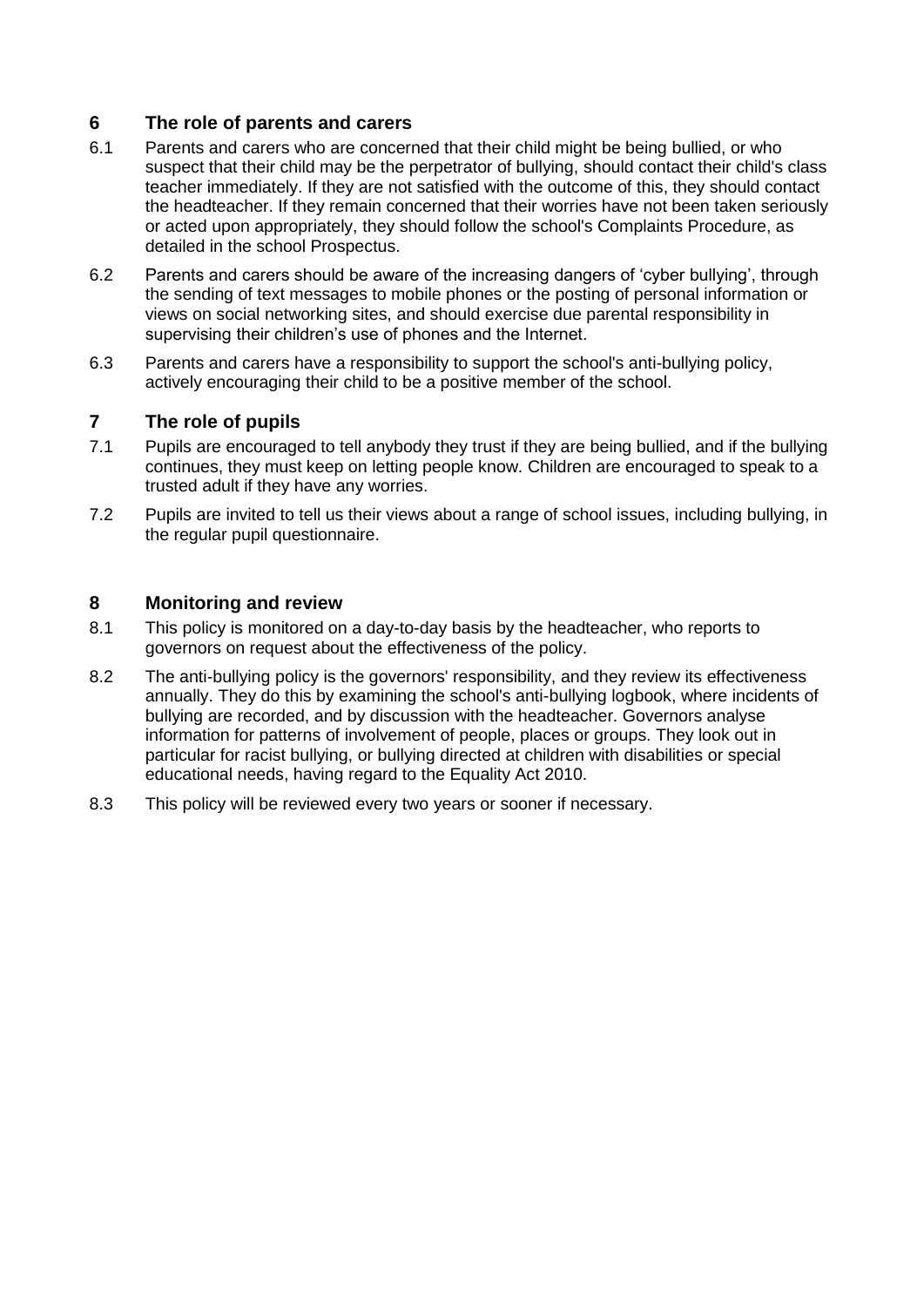## 6 The role of parents and carers

6.1 Parents and carers who are concerned that their child might be being bullied, or who suspect that their child may be the perpetrator of bullying, should contact their child's class teacher immediately. If they are not satisfied with the outcome of this, they should contact the headteacher. If they remain concerned that their worries have not been taken seriously or acted upon appropriately, they should follow the school's Complaints Procedure, as detailed in the school Prospectus.

6.2 Parents and carers should be aware of the increasing dangers of 'cyber bullying', through the sending of text messages to mobile phones or the posting of personal information or views on social networking sites, and should exercise due parental responsibility in supervising their children's use of phones and the Internet.

6.3 Parents and carers have a responsibility to support the school's anti-bullying policy, actively encouraging their child to be a positive member of the school.

## 7 The role of pupils

7.1 Pupils are encouraged to tell anybody they trust if they are being bullied, and if the bullying continues, they must keep on letting people know. Children are encouraged to speak to a trusted adult if they have any worries.

7.2 Pupils are invited to tell us their views about a range of school issues, including bullying, in the regular pupil questionnaire.

## 8 Monitoring and review

8.1 This policy is monitored on a day-to-day basis by the headteacher, who reports to governors on request about the effectiveness of the policy.

8.2 The anti-bullying policy is the governors' responsibility, and they review its effectiveness annually. They do this by examining the school's anti-bullying logbook, where incidents of bullying are recorded, and by discussion with the headteacher. Governors analyse information for patterns of involvement of people, places or groups. They look out in particular for racist bullying, or bullying directed at children with disabilities or special educational needs, having regard to the Equality Act 2010.

8.3 This policy will be reviewed every two years or sooner if necessary.